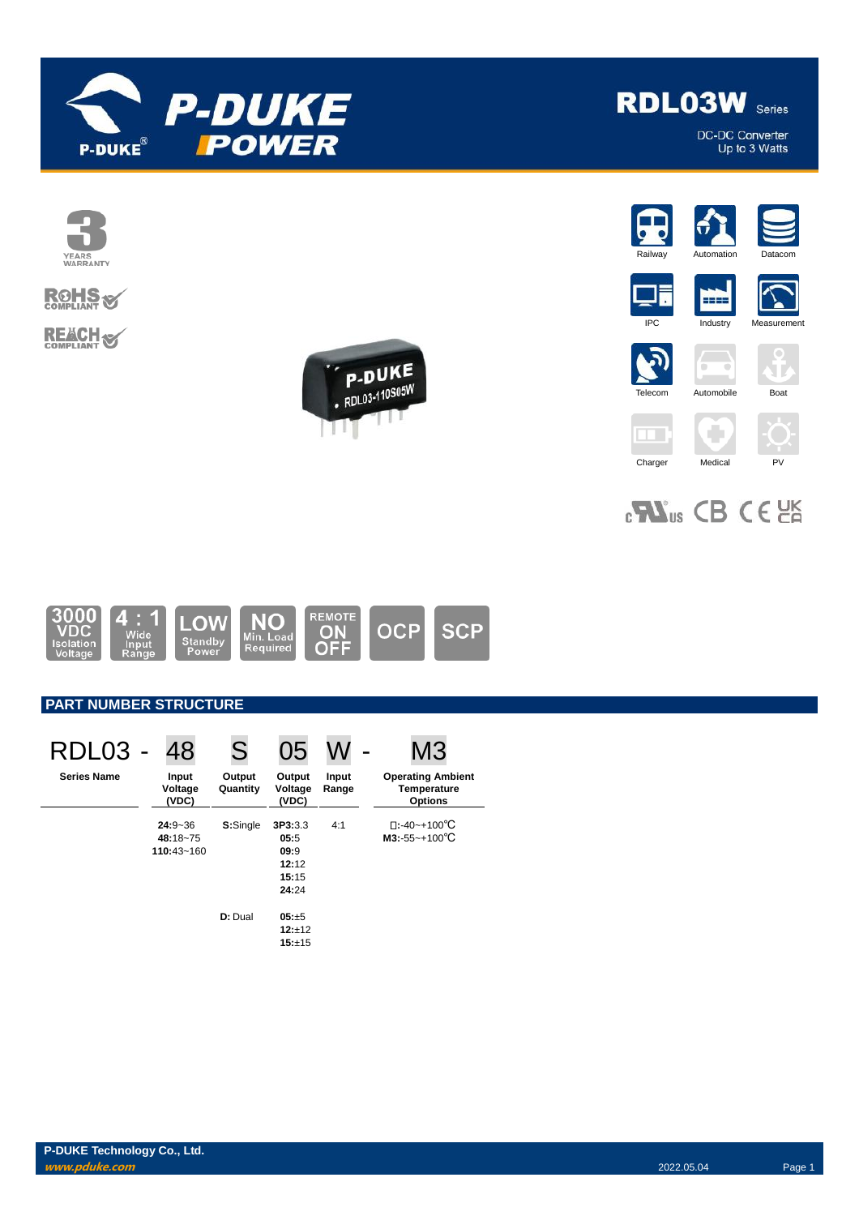# RDL03W Series

DC-DC Converter
Up to 3 Watts

3 YEARS WARRANTY

RoHS COMPLIANT

REACH COMPLIANT

Railway | Automation | Datacom | IPC | Industry | Measurement | Telecom | Automobile | Boat | Charger | Medical | PV

3000 VDC Isolation Voltage | 4 : 1 Wide Input Range | LOW Standby Power | NO Min. Load Required | REMOTE ON OFF | OCP | SCP

## PART NUMBER STRUCTURE

| RDL03 - | 48 | S | 05 | W - | M3 |
|---|---|---|---|---|---|
| **Series Name** | **Input Voltage (VDC)** | **Output Quantity** | **Output Voltage (VDC)** | **Input Range** | **Operating Ambient Temperature Options** |
| | **24:**9~36<br>**48:**18~75<br>**110:**43~160 | **S:**Single | **3P3:**3.3<br>**05:**5<br>**09:**9<br>**12:**12<br>**15:**15<br>**24:**24 | 4:1 | □:-40~+100℃<br>**M3:**-55~+100℃ |
| | | **D:** Dual | **05:**±5<br>**12:**±12<br>**15:**±15 | | |

**P-DUKE Technology Co., Ltd.**
*www.pduke.com*

2022.05.04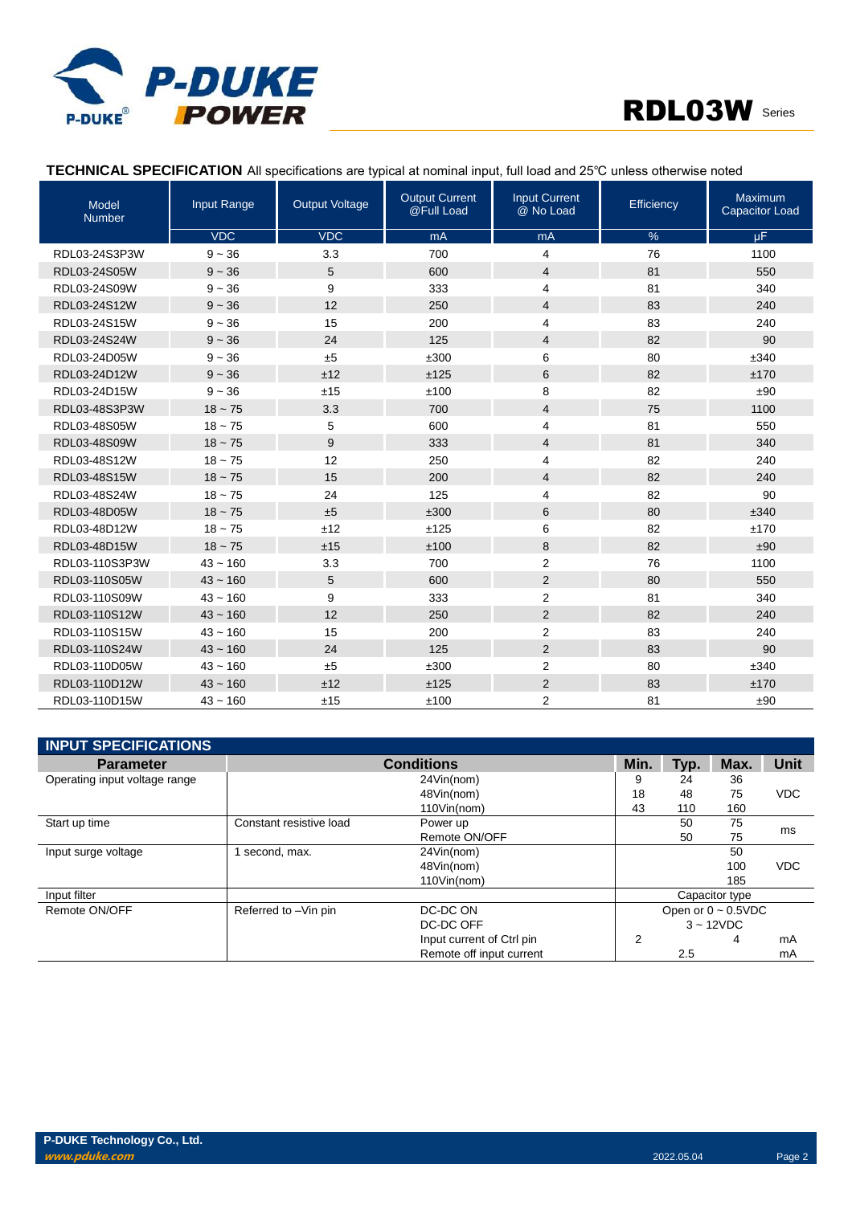**TECHNICAL SPECIFICATION** All specifications are typical at nominal input, full load and 25℃ unless otherwise noted

| Model Number | Input Range | Output Voltage | Output Current @Full Load | Input Current @ No Load | Efficiency | Maximum Capacitor Load |
|---|---|---|---|---|---|---|
| | VDC | VDC | mA | mA | % | μF |
| RDL03-24S3P3W | 9 ~ 36 | 3.3 | 700 | 4 | 76 | 1100 |
| RDL03-24S05W | 9 ~ 36 | 5 | 600 | 4 | 81 | 550 |
| RDL03-24S09W | 9 ~ 36 | 9 | 333 | 4 | 81 | 340 |
| RDL03-24S12W | 9 ~ 36 | 12 | 250 | 4 | 83 | 240 |
| RDL03-24S15W | 9 ~ 36 | 15 | 200 | 4 | 83 | 240 |
| RDL03-24S24W | 9 ~ 36 | 24 | 125 | 4 | 82 | 90 |
| RDL03-24D05W | 9 ~ 36 | ±5 | ±300 | 6 | 80 | ±340 |
| RDL03-24D12W | 9 ~ 36 | ±12 | ±125 | 6 | 82 | ±170 |
| RDL03-24D15W | 9 ~ 36 | ±15 | ±100 | 8 | 82 | ±90 |
| RDL03-48S3P3W | 18 ~ 75 | 3.3 | 700 | 4 | 75 | 1100 |
| RDL03-48S05W | 18 ~ 75 | 5 | 600 | 4 | 81 | 550 |
| RDL03-48S09W | 18 ~ 75 | 9 | 333 | 4 | 81 | 340 |
| RDL03-48S12W | 18 ~ 75 | 12 | 250 | 4 | 82 | 240 |
| RDL03-48S15W | 18 ~ 75 | 15 | 200 | 4 | 82 | 240 |
| RDL03-48S24W | 18 ~ 75 | 24 | 125 | 4 | 82 | 90 |
| RDL03-48D05W | 18 ~ 75 | ±5 | ±300 | 6 | 80 | ±340 |
| RDL03-48D12W | 18 ~ 75 | ±12 | ±125 | 6 | 82 | ±170 |
| RDL03-48D15W | 18 ~ 75 | ±15 | ±100 | 8 | 82 | ±90 |
| RDL03-110S3P3W | 43 ~ 160 | 3.3 | 700 | 2 | 76 | 1100 |
| RDL03-110S05W | 43 ~ 160 | 5 | 600 | 2 | 80 | 550 |
| RDL03-110S09W | 43 ~ 160 | 9 | 333 | 2 | 81 | 340 |
| RDL03-110S12W | 43 ~ 160 | 12 | 250 | 2 | 82 | 240 |
| RDL03-110S15W | 43 ~ 160 | 15 | 200 | 2 | 83 | 240 |
| RDL03-110S24W | 43 ~ 160 | 24 | 125 | 2 | 83 | 90 |
| RDL03-110D05W | 43 ~ 160 | ±5 | ±300 | 2 | 80 | ±340 |
| RDL03-110D12W | 43 ~ 160 | ±12 | ±125 | 2 | 83 | ±170 |
| RDL03-110D15W | 43 ~ 160 | ±15 | ±100 | 2 | 81 | ±90 |

## INPUT SPECIFICATIONS

| Parameter | Conditions | | Min. | Typ. | Max. | Unit |
|---|---|---|---|---|---|---|
| Operating input voltage range | | 24Vin(nom) | 9 | 24 | 36 | VDC |
| | | 48Vin(nom) | 18 | 48 | 75 | |
| | | 110Vin(nom) | 43 | 110 | 160 | |
| Start up time | Constant resistive load | Power up | | 50 | 75 | ms |
| | | Remote ON/OFF | | 50 | 75 | |
| Input surge voltage | 1 second, max. | 24Vin(nom) | | | 50 | VDC |
| | | 48Vin(nom) | | | 100 | |
| | | 110Vin(nom) | | | 185 | |
| Input filter | | | Capacitor type | | | |
| Remote ON/OFF | Referred to –Vin pin | DC-DC ON | Open or 0 ~ 0.5VDC | | | |
| | | DC-DC OFF | 3 ~ 12VDC | | | |
| | | Input current of Ctrl pin | 2 | | 4 | mA |
| | | Remote off input current | | 2.5 | | mA |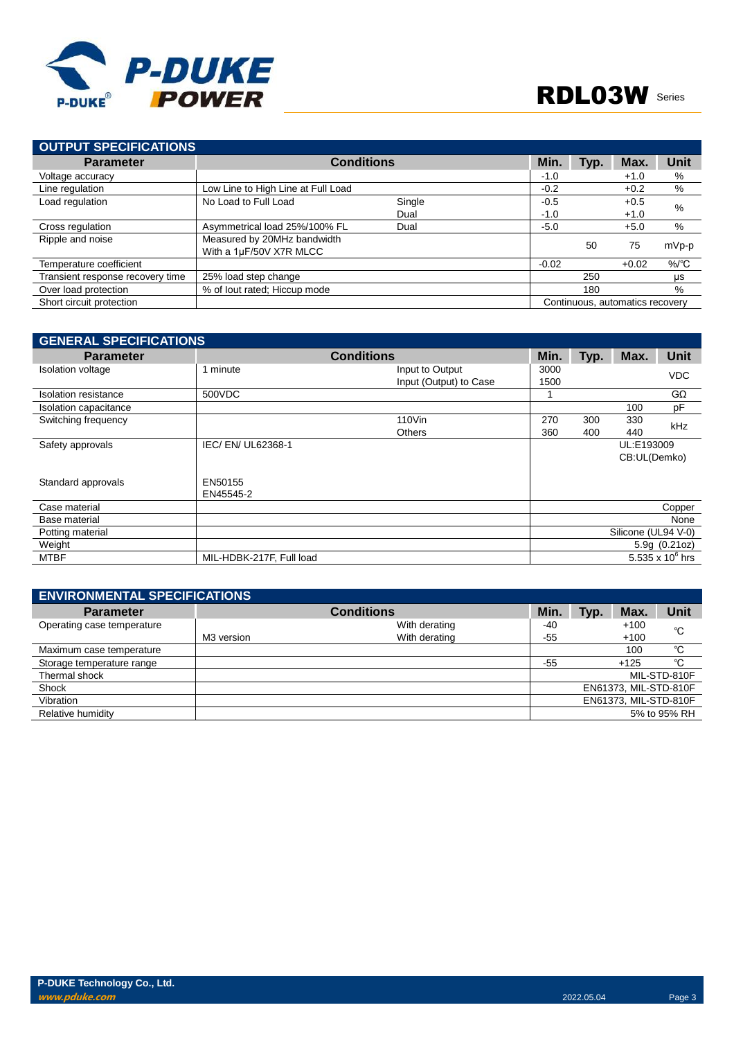## OUTPUT SPECIFICATIONS

| Parameter | Conditions | | Min. | Typ. | Max. | Unit |
|---|---|---|---|---|---|---|
| Voltage accuracy | | | -1.0 | | +1.0 | % |
| Line regulation | Low Line to High Line at Full Load | | -0.2 | | +0.2 | % |
| Load regulation | No Load to Full Load | Single | -0.5 | | +0.5 | % |
| | | Dual | -1.0 | | +1.0 | |
| Cross regulation | Asymmetrical load 25%/100% FL | Dual | -5.0 | | +5.0 | % |
| Ripple and noise | Measured by 20MHz bandwidth<br>With a 1μF/50V X7R MLCC | | | 50 | 75 | mVp-p |
| Temperature coefficient | | | -0.02 | | +0.02 | %/℃ |
| Transient response recovery time | 25% load step change | | | 250 | | μs |
| Over load protection | % of Iout rated; Hiccup mode | | | 180 | | % |
| Short circuit protection | | | Continuous, automatics recovery | | | |

## GENERAL SPECIFICATIONS

| Parameter | Conditions | | Min. | Typ. | Max. | Unit |
|---|---|---|---|---|---|---|
| Isolation voltage | 1 minute | Input to Output | 3000 | | | VDC |
| | | Input (Output) to Case | 1500 | | | |
| Isolation resistance | 500VDC | | 1 | | | GΩ |
| Isolation capacitance | | | | | 100 | pF |
| Switching frequency | | 110Vin | 270 | 300 | 330 | kHz |
| | | Others | 360 | 400 | 440 | |
| Safety approvals | IEC/ EN/ UL62368-1 | | | | UL:E193009<br>CB:UL(Demko) | |
| Standard approvals | EN50155<br>EN45545-2 | | | | | |
| Case material | | | | | | Copper |
| Base material | | | | | | None |
| Potting material | | | | | | Silicone (UL94 V-0) |
| Weight | | | | | | 5.9g (0.21oz) |
| MTBF | MIL-HDBK-217F, Full load | | | | | $5.535 \times 10^{6}$ hrs |

## ENVIRONMENTAL SPECIFICATIONS

| Parameter | Conditions | | Min. | Typ. | Max. | Unit |
|---|---|---|---|---|---|---|
| Operating case temperature | | With derating | -40 | | +100 | ℃ |
| | M3 version | With derating | -55 | | +100 | |
| Maximum case temperature | | | | | 100 | ℃ |
| Storage temperature range | | | -55 | | +125 | ℃ |
| Thermal shock | | | | | | MIL-STD-810F |
| Shock | | | | | | EN61373, MIL-STD-810F |
| Vibration | | | | | | EN61373, MIL-STD-810F |
| Relative humidity | | | | | | 5% to 95% RH |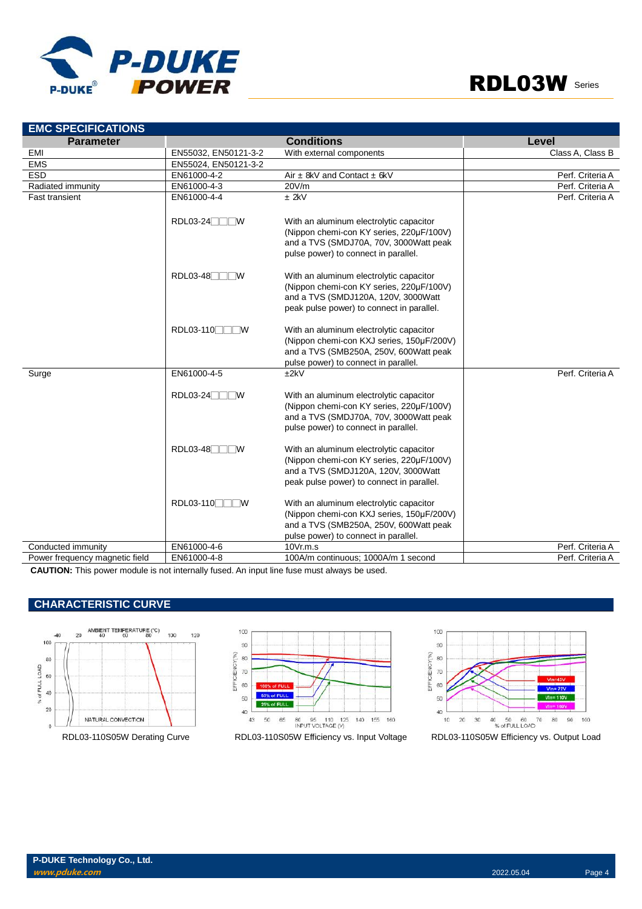## EMC SPECIFICATIONS

| Parameter | | Conditions | Level |
|---|---|---|---|
| EMI | EN55032, EN50121-3-2 | With external components | Class A, Class B |
| EMS | EN55024, EN50121-3-2 | | |
| ESD | EN61000-4-2 | Air ± 8kV and Contact ± 6kV | Perf. Criteria A |
| Radiated immunity | EN61000-4-3 | 20V/m | Perf. Criteria A |
| Fast transient | EN61000-4-4 | ± 2kV | Perf. Criteria A |
| | RDL03-24□□□W | With an aluminum electrolytic capacitor (Nippon chemi-con KY series, 220µF/100V) and a TVS (SMDJ70A, 70V, 3000Watt peak pulse power) to connect in parallel. | |
| | RDL03-48□□□W | With an aluminum electrolytic capacitor (Nippon chemi-con KY series, 220µF/100V) and a TVS (SMDJ120A, 120V, 3000Watt peak pulse power) to connect in parallel. | |
| | RDL03-110□□□W | With an aluminum electrolytic capacitor (Nippon chemi-con KXJ series, 150µF/200V) and a TVS (SMB250A, 250V, 600Watt peak pulse power) to connect in parallel. | |
| Surge | EN61000-4-5 | ±2kV | Perf. Criteria A |
| | RDL03-24□□□W | With an aluminum electrolytic capacitor (Nippon chemi-con KY series, 220µF/100V) and a TVS (SMDJ70A, 70V, 3000Watt peak pulse power) to connect in parallel. | |
| | RDL03-48□□□W | With an aluminum electrolytic capacitor (Nippon chemi-con KY series, 220µF/100V) and a TVS (SMDJ120A, 120V, 3000Watt peak pulse power) to connect in parallel. | |
| | RDL03-110□□□W | With an aluminum electrolytic capacitor (Nippon chemi-con KXJ series, 150µF/200V) and a TVS (SMB250A, 250V, 600Watt peak pulse power) to connect in parallel. | |
| Conducted immunity | EN61000-4-6 | 10Vr.m.s | Perf. Criteria A |
| Power frequency magnetic field | EN61000-4-8 | 100A/m continuous; 1000A/m 1 second | Perf. Criteria A |

**CAUTION:** This power module is not internally fused. An input line fuse must always be used.

## CHARACTERISTIC CURVE

RDL03-110S05W Derating Curve

RDL03-110S05W Efficiency vs. Input Voltage

RDL03-110S05W Efficiency vs. Output Load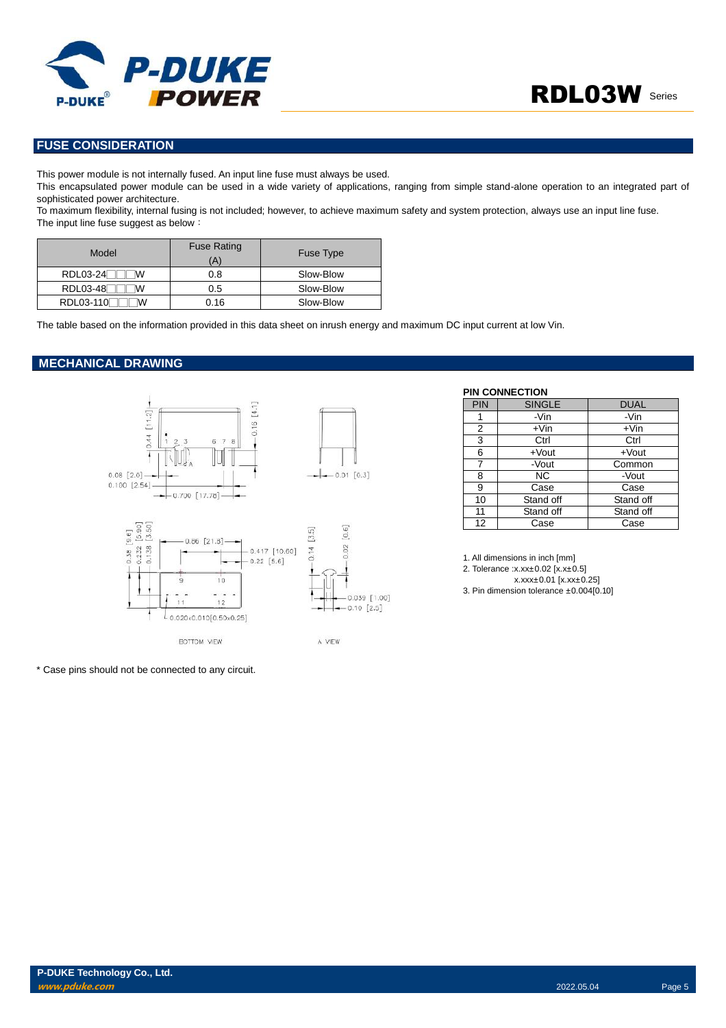## FUSE CONSIDERATION

This power module is not internally fused. An input line fuse must always be used.

This encapsulated power module can be used in a wide variety of applications, ranging from simple stand-alone operation to an integrated part of sophisticated power architecture.

To maximum flexibility, internal fusing is not included; however, to achieve maximum safety and system protection, always use an input line fuse.

The input line fuse suggest as below：

| Model | Fuse Rating (A) | Fuse Type |
|---|---|---|
| RDL03-24□□□W | 0.8 | Slow-Blow |
| RDL03-48□□□W | 0.5 | Slow-Blow |
| RDL03-110□□□W | 0.16 | Slow-Blow |

The table based on the information provided in this data sheet on inrush energy and maximum DC input current at low Vin.

## MECHANICAL DRAWING

**PIN CONNECTION**

| PIN | SINGLE | DUAL |
|---|---|---|
| 1 | -Vin | -Vin |
| 2 | +Vin | +Vin |
| 3 | Ctrl | Ctrl |
| 6 | +Vout | +Vout |
| 7 | -Vout | Common |
| 8 | NC | -Vout |
| 9 | Case | Case |
| 10 | Stand off | Stand off |
| 11 | Stand off | Stand off |
| 12 | Case | Case |

1. All dimensions in inch [mm]
2. Tolerance :x.xx±0.02 [x.x±0.5]
   x.xxx±0.01 [x.xx±0.25]
3. Pin dimension tolerance ±0.004[0.10]

\* Case pins should not be connected to any circuit.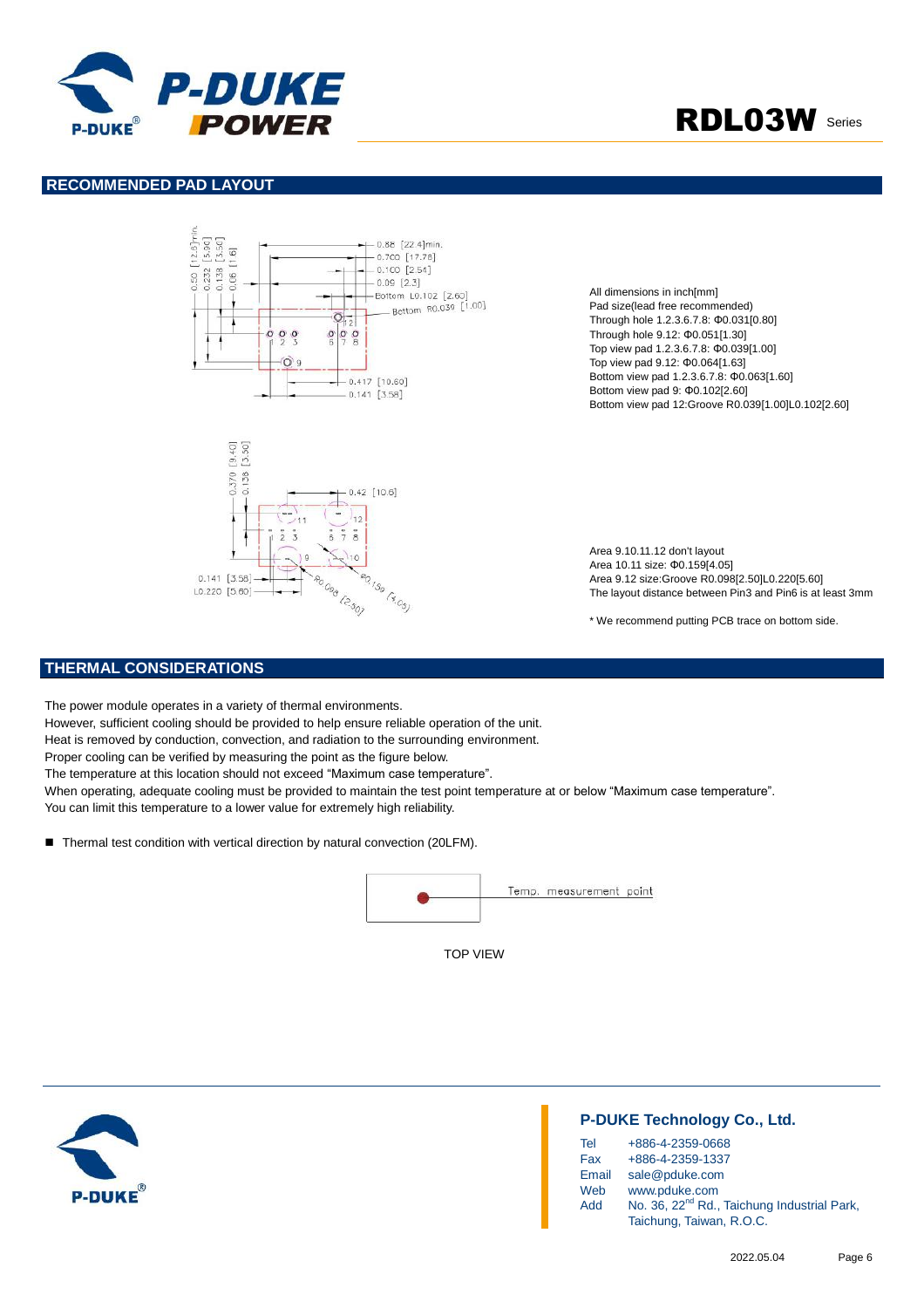## RECOMMENDED PAD LAYOUT

0.88 [22.4]min.
0.700 [17.78]
0.100 [2.54]
0.09 [2.3]
Bottom L0.102 [2.60]
Bottom R0.039 [1.00]
0.50 [12.6]min.
0.232 [5.90]
0.138 [3.50]
0.06 [1.6]
0.417 [10.60]
0.141 [3.58]

All dimensions in inch[mm]
Pad size(lead free recommended)
Through hole 1.2.3.6.7.8: Φ0.031[0.80]
Through hole 9.12: Φ0.051[1.30]
Top view pad 1.2.3.6.7.8: Φ0.039[1.00]
Top view pad 9.12: Φ0.064[1.63]
Bottom view pad 1.2.3.6.7.8: Φ0.063[1.60]
Bottom view pad 9: Φ0.102[2.60]
Bottom view pad 12:Groove R0.039[1.00]L0.102[2.60]

0.370 [9.40]
0.138 [3.50]
0.42 [10.6]
0.141 [3.58]
L0.220 [5.60]
R0.098 [2.50]
Φ0.159 [4.05]

Area 9.10.11.12 don't layout
Area 10.11 size: Φ0.159[4.05]
Area 9.12 size:Groove R0.098[2.50]L0.220[5.60]
The layout distance between Pin3 and Pin6 is at least 3mm

* We recommend putting PCB trace on bottom side.

## THERMAL CONSIDERATIONS

The power module operates in a variety of thermal environments.
However, sufficient cooling should be provided to help ensure reliable operation of the unit.
Heat is removed by conduction, convection, and radiation to the surrounding environment.
Proper cooling can be verified by measuring the point as the figure below.
The temperature at this location should not exceed "Maximum case temperature".
When operating, adequate cooling must be provided to maintain the test point temperature at or below "Maximum case temperature".
You can limit this temperature to a lower value for extremely high reliability.

- Thermal test condition with vertical direction by natural convection (20LFM).

Temp. measurement point

TOP VIEW

**P-DUKE Technology Co., Ltd.**

Tel +886-4-2359-0668
Fax +886-4-2359-1337
Email sale@pduke.com
Web www.pduke.com
Add No. 36, 22nd Rd., Taichung Industrial Park, Taichung, Taiwan, R.O.C.

2022.05.04